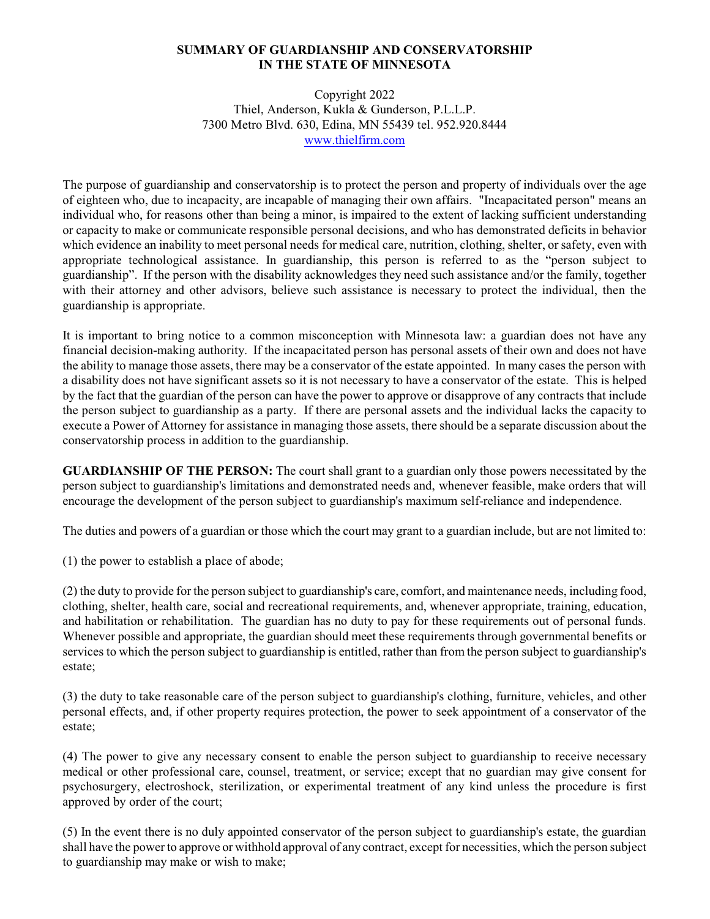# SUMMARY OF GUARDIANSHIP AND CONSERVATORSHIP IN THE STATE OF MINNESOTA

Copyright 2022
Thiel, Anderson, Kukla & Gunderson, P.L.L.P.
7300 Metro Blvd. 630, Edina, MN 55439 tel. 952.920.8444
www.thielfirm.com

The purpose of guardianship and conservatorship is to protect the person and property of individuals over the age of eighteen who, due to incapacity, are incapable of managing their own affairs. "Incapacitated person" means an individual who, for reasons other than being a minor, is impaired to the extent of lacking sufficient understanding or capacity to make or communicate responsible personal decisions, and who has demonstrated deficits in behavior which evidence an inability to meet personal needs for medical care, nutrition, clothing, shelter, or safety, even with appropriate technological assistance. In guardianship, this person is referred to as the "person subject to guardianship". If the person with the disability acknowledges they need such assistance and/or the family, together with their attorney and other advisors, believe such assistance is necessary to protect the individual, then the guardianship is appropriate.

It is important to bring notice to a common misconception with Minnesota law: a guardian does not have any financial decision-making authority. If the incapacitated person has personal assets of their own and does not have the ability to manage those assets, there may be a conservator of the estate appointed. In many cases the person with a disability does not have significant assets so it is not necessary to have a conservator of the estate. This is helped by the fact that the guardian of the person can have the power to approve or disapprove of any contracts that include the person subject to guardianship as a party. If there are personal assets and the individual lacks the capacity to execute a Power of Attorney for assistance in managing those assets, there should be a separate discussion about the conservatorship process in addition to the guardianship.

**GUARDIANSHIP OF THE PERSON:** The court shall grant to a guardian only those powers necessitated by the person subject to guardianship's limitations and demonstrated needs and, whenever feasible, make orders that will encourage the development of the person subject to guardianship's maximum self-reliance and independence.

The duties and powers of a guardian or those which the court may grant to a guardian include, but are not limited to:

(1) the power to establish a place of abode;

(2) the duty to provide for the person subject to guardianship's care, comfort, and maintenance needs, including food, clothing, shelter, health care, social and recreational requirements, and, whenever appropriate, training, education, and habilitation or rehabilitation. The guardian has no duty to pay for these requirements out of personal funds. Whenever possible and appropriate, the guardian should meet these requirements through governmental benefits or services to which the person subject to guardianship is entitled, rather than from the person subject to guardianship's estate;

(3) the duty to take reasonable care of the person subject to guardianship's clothing, furniture, vehicles, and other personal effects, and, if other property requires protection, the power to seek appointment of a conservator of the estate;

(4) The power to give any necessary consent to enable the person subject to guardianship to receive necessary medical or other professional care, counsel, treatment, or service; except that no guardian may give consent for psychosurgery, electroshock, sterilization, or experimental treatment of any kind unless the procedure is first approved by order of the court;

(5) In the event there is no duly appointed conservator of the person subject to guardianship's estate, the guardian shall have the power to approve or withhold approval of any contract, except for necessities, which the person subject to guardianship may make or wish to make;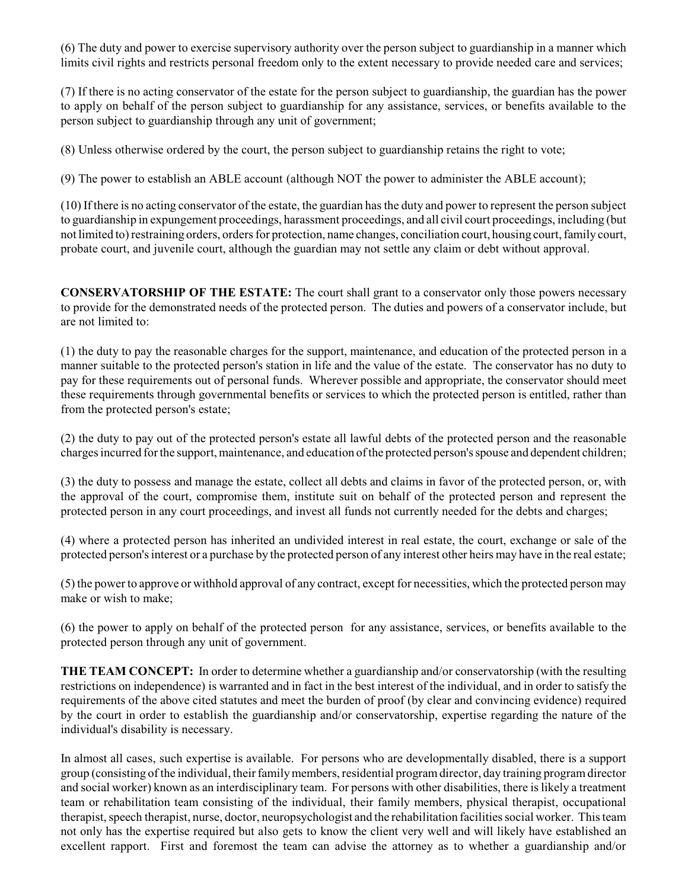(6) The duty and power to exercise supervisory authority over the person subject to guardianship in a manner which limits civil rights and restricts personal freedom only to the extent necessary to provide needed care and services;

(7) If there is no acting conservator of the estate for the person subject to guardianship, the guardian has the power to apply on behalf of the person subject to guardianship for any assistance, services, or benefits available to the person subject to guardianship through any unit of government;

(8) Unless otherwise ordered by the court, the person subject to guardianship retains the right to vote;

(9) The power to establish an ABLE account (although NOT the power to administer the ABLE account);

(10) If there is no acting conservator of the estate, the guardian has the duty and power to represent the person subject to guardianship in expungement proceedings, harassment proceedings, and all civil court proceedings, including (but not limited to) restraining orders, orders for protection, name changes, conciliation court, housing court, family court, probate court, and juvenile court, although the guardian may not settle any claim or debt without approval.

**CONSERVATORSHIP OF THE ESTATE:** The court shall grant to a conservator only those powers necessary to provide for the demonstrated needs of the protected person. The duties and powers of a conservator include, but are not limited to:

(1) the duty to pay the reasonable charges for the support, maintenance, and education of the protected person in a manner suitable to the protected person's station in life and the value of the estate. The conservator has no duty to pay for these requirements out of personal funds. Wherever possible and appropriate, the conservator should meet these requirements through governmental benefits or services to which the protected person is entitled, rather than from the protected person's estate;

(2) the duty to pay out of the protected person's estate all lawful debts of the protected person and the reasonable charges incurred for the support, maintenance, and education of the protected person's spouse and dependent children;

(3) the duty to possess and manage the estate, collect all debts and claims in favor of the protected person, or, with the approval of the court, compromise them, institute suit on behalf of the protected person and represent the protected person in any court proceedings, and invest all funds not currently needed for the debts and charges;

(4) where a protected person has inherited an undivided interest in real estate, the court, exchange or sale of the protected person's interest or a purchase by the protected person of any interest other heirs may have in the real estate;

(5) the power to approve or withhold approval of any contract, except for necessities, which the protected person may make or wish to make;

(6) the power to apply on behalf of the protected person for any assistance, services, or benefits available to the protected person through any unit of government.

**THE TEAM CONCEPT:** In order to determine whether a guardianship and/or conservatorship (with the resulting restrictions on independence) is warranted and in fact in the best interest of the individual, and in order to satisfy the requirements of the above cited statutes and meet the burden of proof (by clear and convincing evidence) required by the court in order to establish the guardianship and/or conservatorship, expertise regarding the nature of the individual's disability is necessary.

In almost all cases, such expertise is available. For persons who are developmentally disabled, there is a support group (consisting of the individual, their family members, residential program director, day training program director and social worker) known as an interdisciplinary team. For persons with other disabilities, there is likely a treatment team or rehabilitation team consisting of the individual, their family members, physical therapist, occupational therapist, speech therapist, nurse, doctor, neuropsychologist and the rehabilitation facilities social worker. This team not only has the expertise required but also gets to know the client very well and will likely have established an excellent rapport. First and foremost the team can advise the attorney as to whether a guardianship and/or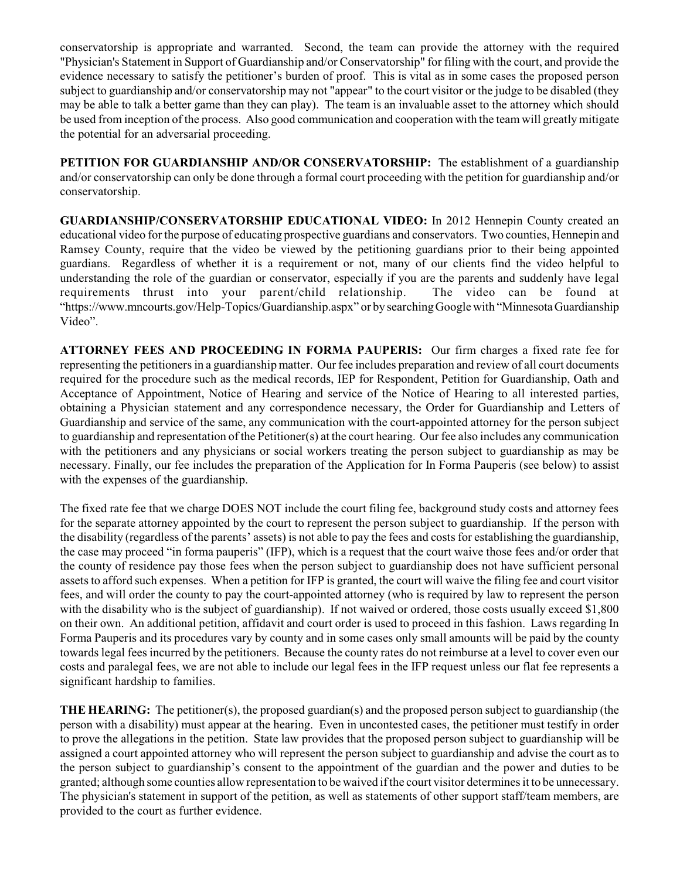conservatorship is appropriate and warranted. Second, the team can provide the attorney with the required "Physician's Statement in Support of Guardianship and/or Conservatorship" for filing with the court, and provide the evidence necessary to satisfy the petitioner's burden of proof. This is vital as in some cases the proposed person subject to guardianship and/or conservatorship may not "appear" to the court visitor or the judge to be disabled (they may be able to talk a better game than they can play). The team is an invaluable asset to the attorney which should be used from inception of the process. Also good communication and cooperation with the team will greatly mitigate the potential for an adversarial proceeding.

**PETITION FOR GUARDIANSHIP AND/OR CONSERVATORSHIP:** The establishment of a guardianship and/or conservatorship can only be done through a formal court proceeding with the petition for guardianship and/or conservatorship.

**GUARDIANSHIP/CONSERVATORSHIP EDUCATIONAL VIDEO:** In 2012 Hennepin County created an educational video for the purpose of educating prospective guardians and conservators. Two counties, Hennepin and Ramsey County, require that the video be viewed by the petitioning guardians prior to their being appointed guardians. Regardless of whether it is a requirement or not, many of our clients find the video helpful to understanding the role of the guardian or conservator, especially if you are the parents and suddenly have legal requirements thrust into your parent/child relationship. The video can be found at "https://www.mncourts.gov/Help-Topics/Guardianship.aspx" or by searching Google with "Minnesota Guardianship Video".

**ATTORNEY FEES AND PROCEEDING IN FORMA PAUPERIS:** Our firm charges a fixed rate fee for representing the petitioners in a guardianship matter. Our fee includes preparation and review of all court documents required for the procedure such as the medical records, IEP for Respondent, Petition for Guardianship, Oath and Acceptance of Appointment, Notice of Hearing and service of the Notice of Hearing to all interested parties, obtaining a Physician statement and any correspondence necessary, the Order for Guardianship and Letters of Guardianship and service of the same, any communication with the court-appointed attorney for the person subject to guardianship and representation of the Petitioner(s) at the court hearing. Our fee also includes any communication with the petitioners and any physicians or social workers treating the person subject to guardianship as may be necessary. Finally, our fee includes the preparation of the Application for In Forma Pauperis (see below) to assist with the expenses of the guardianship.

The fixed rate fee that we charge DOES NOT include the court filing fee, background study costs and attorney fees for the separate attorney appointed by the court to represent the person subject to guardianship. If the person with the disability (regardless of the parents' assets) is not able to pay the fees and costs for establishing the guardianship, the case may proceed "in forma pauperis" (IFP), which is a request that the court waive those fees and/or order that the county of residence pay those fees when the person subject to guardianship does not have sufficient personal assets to afford such expenses. When a petition for IFP is granted, the court will waive the filing fee and court visitor fees, and will order the county to pay the court-appointed attorney (who is required by law to represent the person with the disability who is the subject of guardianship). If not waived or ordered, those costs usually exceed $1,800 on their own. An additional petition, affidavit and court order is used to proceed in this fashion. Laws regarding In Forma Pauperis and its procedures vary by county and in some cases only small amounts will be paid by the county towards legal fees incurred by the petitioners. Because the county rates do not reimburse at a level to cover even our costs and paralegal fees, we are not able to include our legal fees in the IFP request unless our flat fee represents a significant hardship to families.

**THE HEARING:** The petitioner(s), the proposed guardian(s) and the proposed person subject to guardianship (the person with a disability) must appear at the hearing. Even in uncontested cases, the petitioner must testify in order to prove the allegations in the petition. State law provides that the proposed person subject to guardianship will be assigned a court appointed attorney who will represent the person subject to guardianship and advise the court as to the person subject to guardianship's consent to the appointment of the guardian and the power and duties to be granted; although some counties allow representation to be waived if the court visitor determines it to be unnecessary. The physician's statement in support of the petition, as well as statements of other support staff/team members, are provided to the court as further evidence.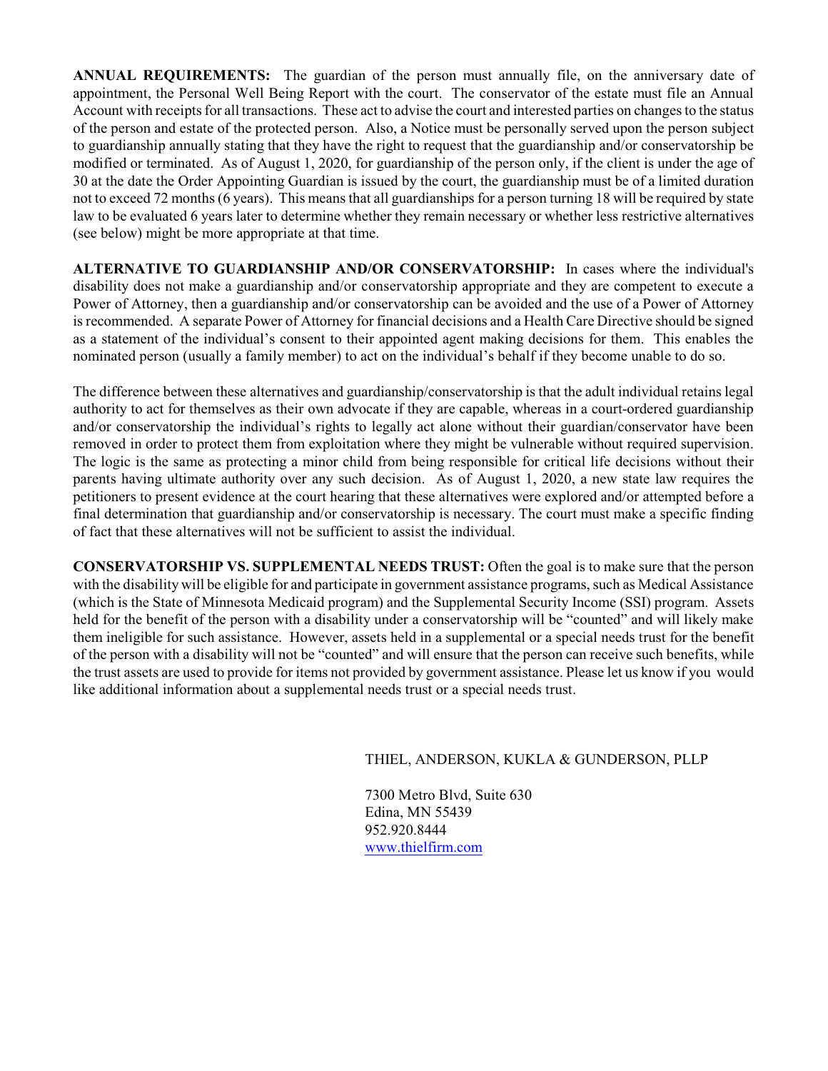**ANNUAL REQUIREMENTS:** The guardian of the person must annually file, on the anniversary date of appointment, the Personal Well Being Report with the court. The conservator of the estate must file an Annual Account with receipts for all transactions. These act to advise the court and interested parties on changes to the status of the person and estate of the protected person. Also, a Notice must be personally served upon the person subject to guardianship annually stating that they have the right to request that the guardianship and/or conservatorship be modified or terminated. As of August 1, 2020, for guardianship of the person only, if the client is under the age of 30 at the date the Order Appointing Guardian is issued by the court, the guardianship must be of a limited duration not to exceed 72 months (6 years). This means that all guardianships for a person turning 18 will be required by state law to be evaluated 6 years later to determine whether they remain necessary or whether less restrictive alternatives (see below) might be more appropriate at that time.

**ALTERNATIVE TO GUARDIANSHIP AND/OR CONSERVATORSHIP:** In cases where the individual's disability does not make a guardianship and/or conservatorship appropriate and they are competent to execute a Power of Attorney, then a guardianship and/or conservatorship can be avoided and the use of a Power of Attorney is recommended. A separate Power of Attorney for financial decisions and a Health Care Directive should be signed as a statement of the individual's consent to their appointed agent making decisions for them. This enables the nominated person (usually a family member) to act on the individual's behalf if they become unable to do so.

The difference between these alternatives and guardianship/conservatorship is that the adult individual retains legal authority to act for themselves as their own advocate if they are capable, whereas in a court-ordered guardianship and/or conservatorship the individual's rights to legally act alone without their guardian/conservator have been removed in order to protect them from exploitation where they might be vulnerable without required supervision. The logic is the same as protecting a minor child from being responsible for critical life decisions without their parents having ultimate authority over any such decision. As of August 1, 2020, a new state law requires the petitioners to present evidence at the court hearing that these alternatives were explored and/or attempted before a final determination that guardianship and/or conservatorship is necessary. The court must make a specific finding of fact that these alternatives will not be sufficient to assist the individual.

**CONSERVATORSHIP VS. SUPPLEMENTAL NEEDS TRUST:** Often the goal is to make sure that the person with the disability will be eligible for and participate in government assistance programs, such as Medical Assistance (which is the State of Minnesota Medicaid program) and the Supplemental Security Income (SSI) program. Assets held for the benefit of the person with a disability under a conservatorship will be "counted" and will likely make them ineligible for such assistance. However, assets held in a supplemental or a special needs trust for the benefit of the person with a disability will not be "counted" and will ensure that the person can receive such benefits, while the trust assets are used to provide for items not provided by government assistance. Please let us know if you would like additional information about a supplemental needs trust or a special needs trust.

THIEL, ANDERSON, KUKLA & GUNDERSON, PLLP

7300 Metro Blvd, Suite 630
Edina, MN 55439
952.920.8444
www.thielfirm.com